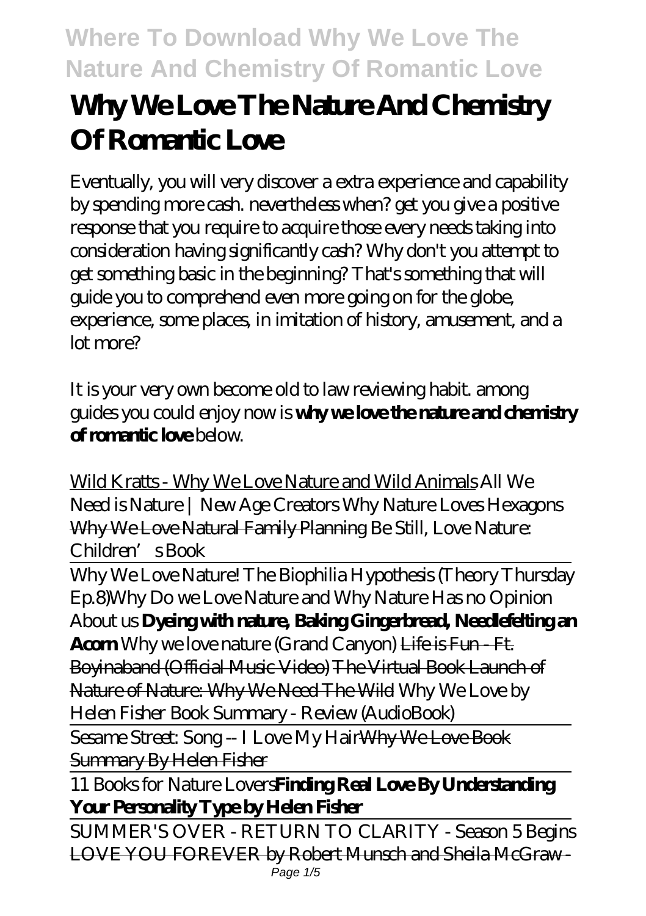# Why We Love The Nature And Chemistry Of Romantic Love

Eventually, you will very discover a extra experience and capability by spending more cash. nevertheless when? get you give a positive response that you require to acquire those every needs taking into consideration having significantly cash? Why don't you attempt to get something basic in the beginning? That's something that will guide you to comprehend even more going on for the globe, experience, some places, in imitation of history, amusement, and a lot more?

It is your very own become old to law reviewing habit. among guides you could enjoy now is **why we love the nature and chemistry of romantic love** below.

Wild Kratts - Why We Love Nature and Wild Animals *All We Need is Nature | New Age Creators* *Why Nature Loves Hexagons* Why We Love Natural Family Planning *Be Still, Love Nature: Children's Book*

Why We Love Nature! The Biophilia Hypothesis (Theory Thursday Ep.8)*Why Do we Love Nature and Why Nature Has no Opinion About us* **Dyeing with nature, Baking Gingerbread, Needlefelting an Acorn** *Why we love nature (Grand Canyon)* Life is Fun - Ft. Boyinaband (Official Music Video) The Virtual Book Launch of Nature of Nature: Why We Need The Wild *Why We Love by Helen Fisher Book Summary - Review (AudioBook)*

Sesame Street: Song -- I Love My HairWhy We Love Book Summary By Helen Fisher

11 Books for Nature Lovers**Finding Real Love By Understanding Your Personality Type by Helen Fisher**

SUMMER'S OVER - RETURN TO CLARITY - Season 5 Begins LOVE YOU FOREVER by Robert Munsch and Sheila McGraw -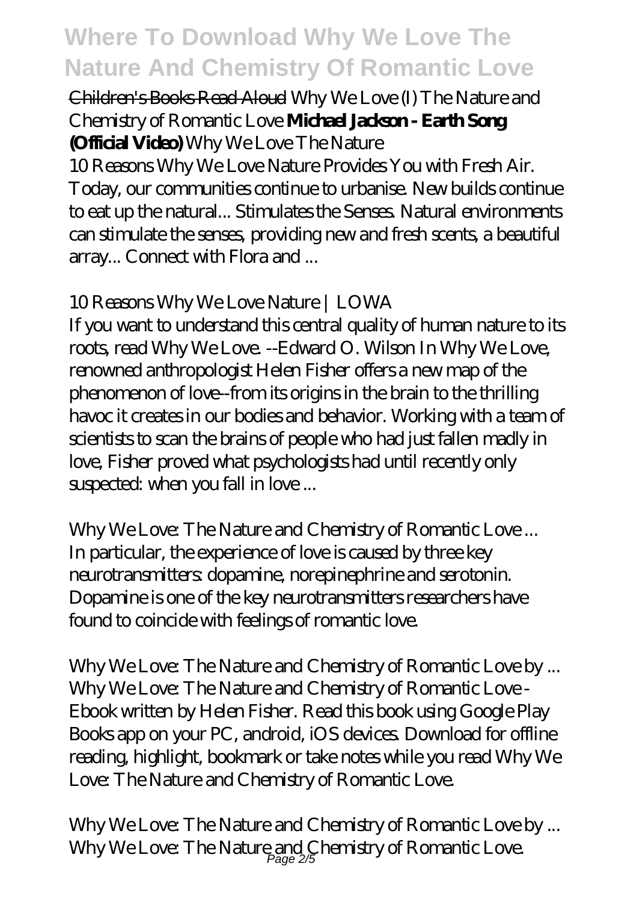Children's Books Read Aloud *Why We Love (I) The Nature and Chemistry of Romantic Love* **Michael Jackson - Earth Song (Official Video)** *Why We Love The Nature*

10 Reasons Why We Love Nature Provides You with Fresh Air. Today, our communities continue to urbanise. New builds continue to eat up the natural... Stimulates the Senses. Natural environments can stimulate the senses, providing new and fresh scents, a beautiful array... Connect with Flora and ...

*10 Reasons Why We Love Nature | LOWA*

If you want to understand this central quality of human nature to its roots, read Why We Love. --Edward O. Wilson In Why We Love, renowned anthropologist Helen Fisher offers a new map of the phenomenon of love--from its origins in the brain to the thrilling havoc it creates in our bodies and behavior. Working with a team of scientists to scan the brains of people who had just fallen madly in love, Fisher proved what psychologists had until recently only suspected: when you fall in love ...

*Why We Love: The Nature and Chemistry of Romantic Love ...*

In particular, the experience of love is caused by three key neurotransmitters: dopamine, norepinephrine and serotonin. Dopamine is one of the key neurotransmitters researchers have found to coincide with feelings of romantic love.

*Why We Love: The Nature and Chemistry of Romantic Love by ...*

Why We Love: The Nature and Chemistry of Romantic Love - Ebook written by Helen Fisher. Read this book using Google Play Books app on your PC, android, iOS devices. Download for offline reading, highlight, bookmark or take notes while you read Why We Love: The Nature and Chemistry of Romantic Love.

*Why We Love: The Nature and Chemistry of Romantic Love by ...*

Why We Love: The Nature and Chemistry of Romantic Love.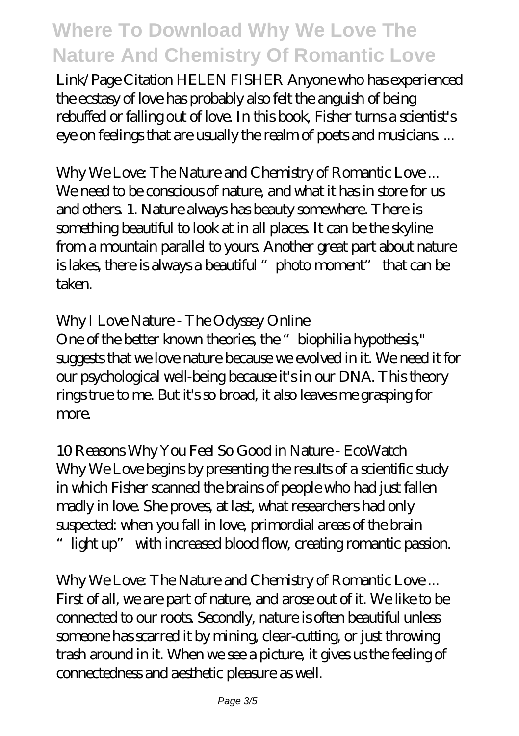Link/Page Citation HELEN FISHER Anyone who has experienced the ecstasy of love has probably also felt the anguish of being rebuffed or falling out of love. In this book, Fisher turns a scientist's eye on feelings that are usually the realm of poets and musicians. ...

*Why We Love: The Nature and Chemistry of Romantic Love ...*
We need to be conscious of nature, and what it has in store for us and others. 1. Nature always has beauty somewhere. There is something beautiful to look at in all places. It can be the skyline from a mountain parallel to yours. Another great part about nature is lakes, there is always a beautiful "photo moment" that can be taken.

*Why I Love Nature - The Odyssey Online*
One of the better known theories, the "biophilia hypothesis," suggests that we love nature because we evolved in it. We need it for our psychological well-being because it's in our DNA. This theory rings true to me. But it's so broad, it also leaves me grasping for more.

*10 Reasons Why You Feel So Good in Nature - EcoWatch*
Why We Love begins by presenting the results of a scientific study in which Fisher scanned the brains of people who had just fallen madly in love. She proves, at last, what researchers had only suspected: when you fall in love, primordial areas of the brain "light up" with increased blood flow, creating romantic passion.

*Why We Love: The Nature and Chemistry of Romantic Love ...*
First of all, we are part of nature, and arose out of it. We like to be connected to our roots. Secondly, nature is often beautiful unless someone has scarred it by mining, clear-cutting, or just throwing trash around in it. When we see a picture, it gives us the feeling of connectedness and aesthetic pleasure as well.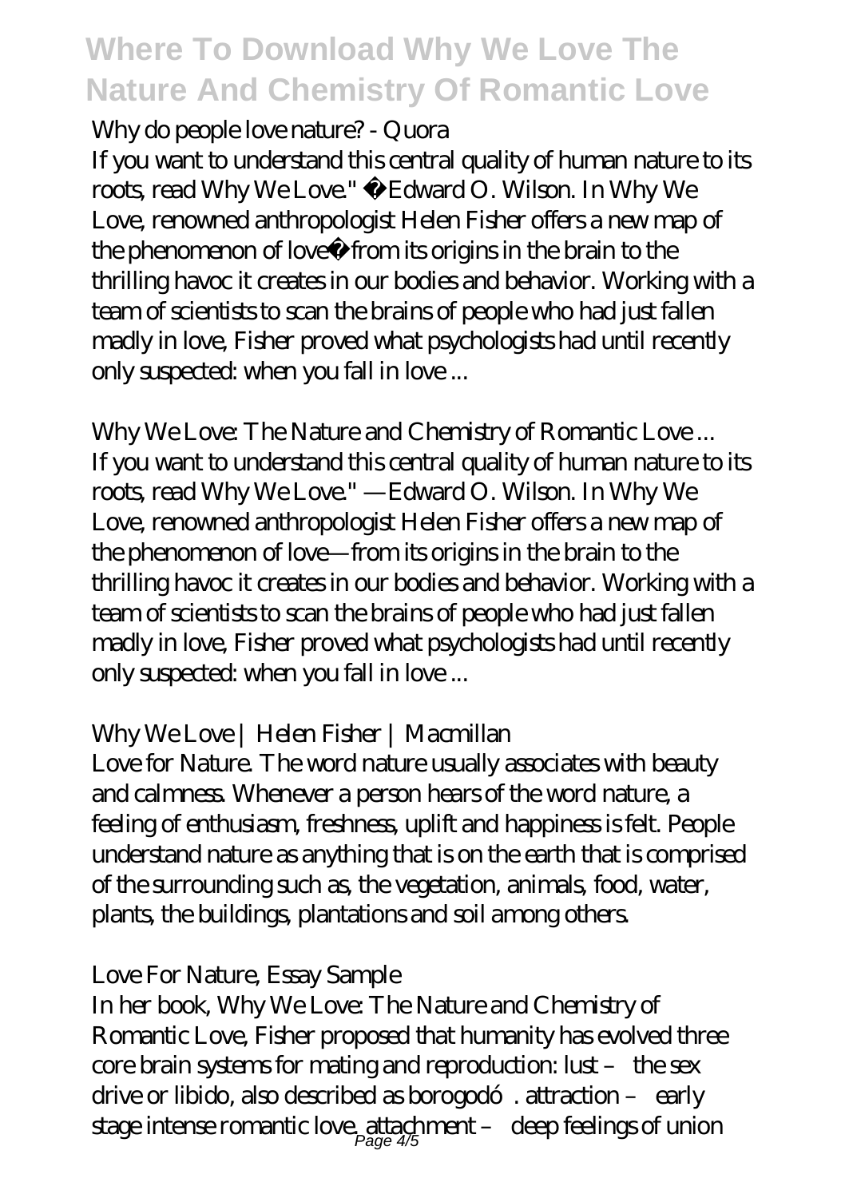Why do people love nature? - Quora

If you want to understand this central quality of human nature to its roots, read Why We Love." �Edward O. Wilson. In Why We Love, renowned anthropologist Helen Fisher offers a new map of the phenomenon of love�from its origins in the brain to the thrilling havoc it creates in our bodies and behavior. Working with a team of scientists to scan the brains of people who had just fallen madly in love, Fisher proved what psychologists had until recently only suspected: when you fall in love ...

Why We Love: The Nature and Chemistry of Romantic Love ...

If you want to understand this central quality of human nature to its roots, read Why We Love." —Edward O. Wilson. In Why We Love, renowned anthropologist Helen Fisher offers a new map of the phenomenon of love—from its origins in the brain to the thrilling havoc it creates in our bodies and behavior. Working with a team of scientists to scan the brains of people who had just fallen madly in love, Fisher proved what psychologists had until recently only suspected: when you fall in love ...

Why We Love | Helen Fisher | Macmillan

Love for Nature. The word nature usually associates with beauty and calmness. Whenever a person hears of the word nature, a feeling of enthusiasm, freshness, uplift and happiness is felt. People understand nature as anything that is on the earth that is comprised of the surrounding such as, the vegetation, animals, food, water, plants, the buildings, plantations and soil among others.

Love For Nature, Essay Sample

In her book, Why We Love: The Nature and Chemistry of Romantic Love, Fisher proposed that humanity has evolved three core brain systems for mating and reproduction: lust – the sex drive or libido, also described as borogodó. attraction – early stage intense romantic love. attachment – deep feelings of union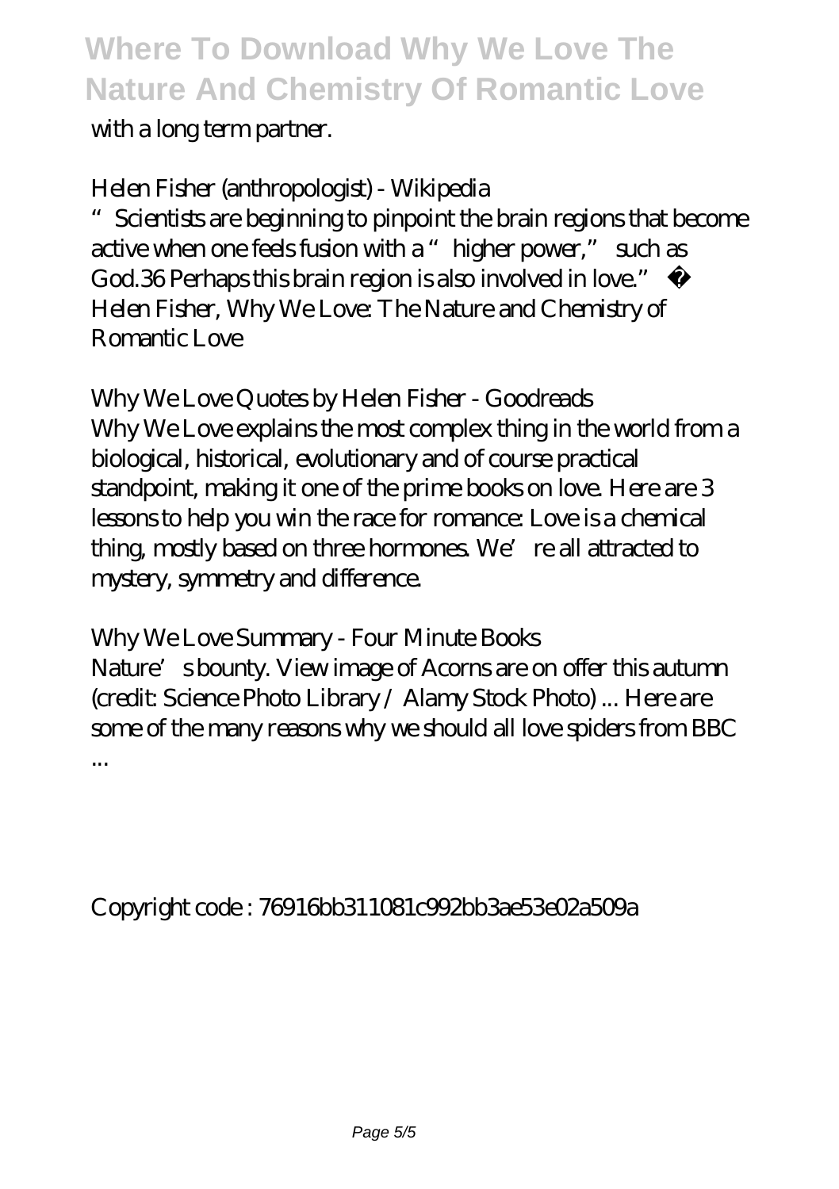with a long term partner.

*Helen Fisher (anthropologist) - Wikipedia*

"Scientists are beginning to pinpoint the brain regions that become active when one feels fusion with a "higher power," such as God.36 Perhaps this brain region is also involved in love." ― Helen Fisher, Why We Love: The Nature and Chemistry of Romantic Love

*Why We Love Quotes by Helen Fisher - Goodreads*

Why We Love explains the most complex thing in the world from a biological, historical, evolutionary and of course practical standpoint, making it one of the prime books on love. Here are 3 lessons to help you win the race for romance: Love is a chemical thing, mostly based on three hormones. We're all attracted to mystery, symmetry and difference.

*Why We Love Summary - Four Minute Books*

Nature's bounty. View image of Acorns are on offer this autumn (credit: Science Photo Library / Alamy Stock Photo) ... Here are some of the many reasons why we should all love spiders from BBC ...

Copyright code : 76916bb311081c992bb3ae53e02a509a